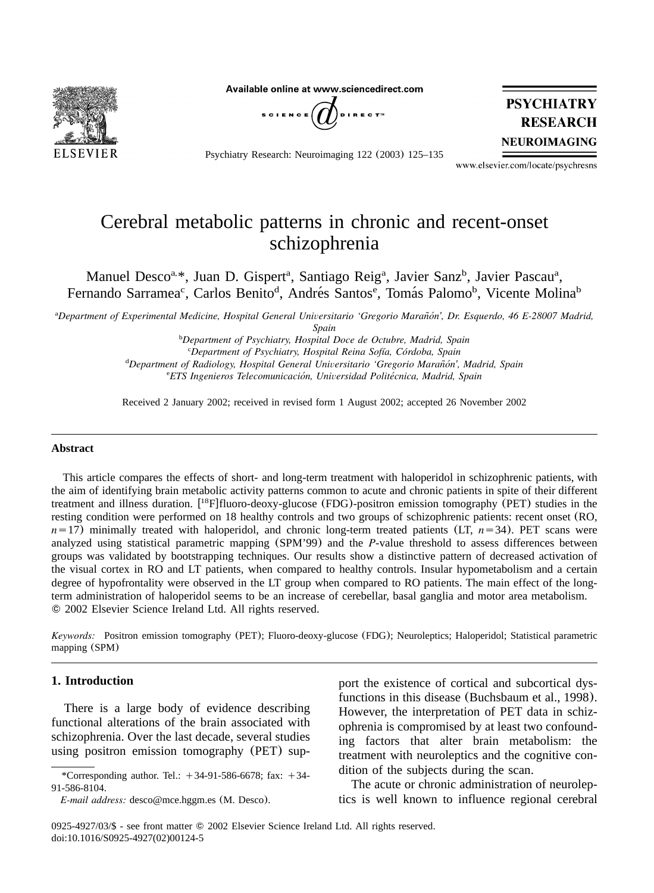# Cerebral metabolic patterns in chronic and recent-onset schizophrenia

Manuel Desco[a,*], Juan D. Gispert[a], Santiago Reig[a], Javier Sanz[b], Javier Pascau[a], Fernando Sarramea[c], Carlos Benito[d], Andrés Santos[e], Tomás Palomo[b], Vicente Molina[b]

[a]*Department of Experimental Medicine, Hospital General Universitario 'Gregorio Marañón', Dr. Esquerdo, 46 E-28007 Madrid, Spain*

[b]*Department of Psychiatry, Hospital Doce de Octubre, Madrid, Spain*

[c]*Department of Psychiatry, Hospital Reina Sofía, Córdoba, Spain*

[d]*Department of Radiology, Hospital General Universitario 'Gregorio Marañón', Madrid, Spain*

[e]*ETS Ingenieros Telecomunicación, Universidad Politécnica, Madrid, Spain*

Received 2 January 2002; received in revised form 1 August 2002; accepted 26 November 2002

## Abstract

This article compares the effects of short- and long-term treatment with haloperidol in schizophrenic patients, with the aim of identifying brain metabolic activity patterns common to acute and chronic patients in spite of their different treatment and illness duration. [$^{18}$F]fluoro-deoxy-glucose (FDG)-positron emission tomography (PET) studies in the resting condition were performed on 18 healthy controls and two groups of schizophrenic patients: recent onset (RO, $n=17$) minimally treated with haloperidol, and chronic long-term treated patients (LT, $n=34$). PET scans were analyzed using statistical parametric mapping (SPM'99) and the *P*-value threshold to assess differences between groups was validated by bootstrapping techniques. Our results show a distinctive pattern of decreased activation of the visual cortex in RO and LT patients, when compared to healthy controls. Insular hypometabolism and a certain degree of hypofrontality were observed in the LT group when compared to RO patients. The main effect of the long-term administration of haloperidol seems to be an increase of cerebellar, basal ganglia and motor area metabolism.
© 2002 Elsevier Science Ireland Ltd. All rights reserved.

*Keywords:* Positron emission tomography (PET); Fluoro-deoxy-glucose (FDG); Neuroleptics; Haloperidol; Statistical parametric mapping (SPM)

## 1. Introduction

There is a large body of evidence describing functional alterations of the brain associated with schizophrenia. Over the last decade, several studies using positron emission tomography (PET) support the existence of cortical and subcortical dysfunctions in this disease (Buchsbaum et al., 1998). However, the interpretation of PET data in schizophrenia is compromised by at least two confounding factors that alter brain metabolism: the treatment with neuroleptics and the cognitive condition of the subjects during the scan.

The acute or chronic administration of neuroleptics is well known to influence regional cerebral

*Corresponding author. Tel.: +34-91-586-6678; fax: +34-91-586-8104.

*E-mail address:* desco@mce.hggm.es (M. Desco).

0925-4927/03/$ - see front matter © 2002 Elsevier Science Ireland Ltd. All rights reserved.
doi:10.1016/S0925-4927(02)00124-5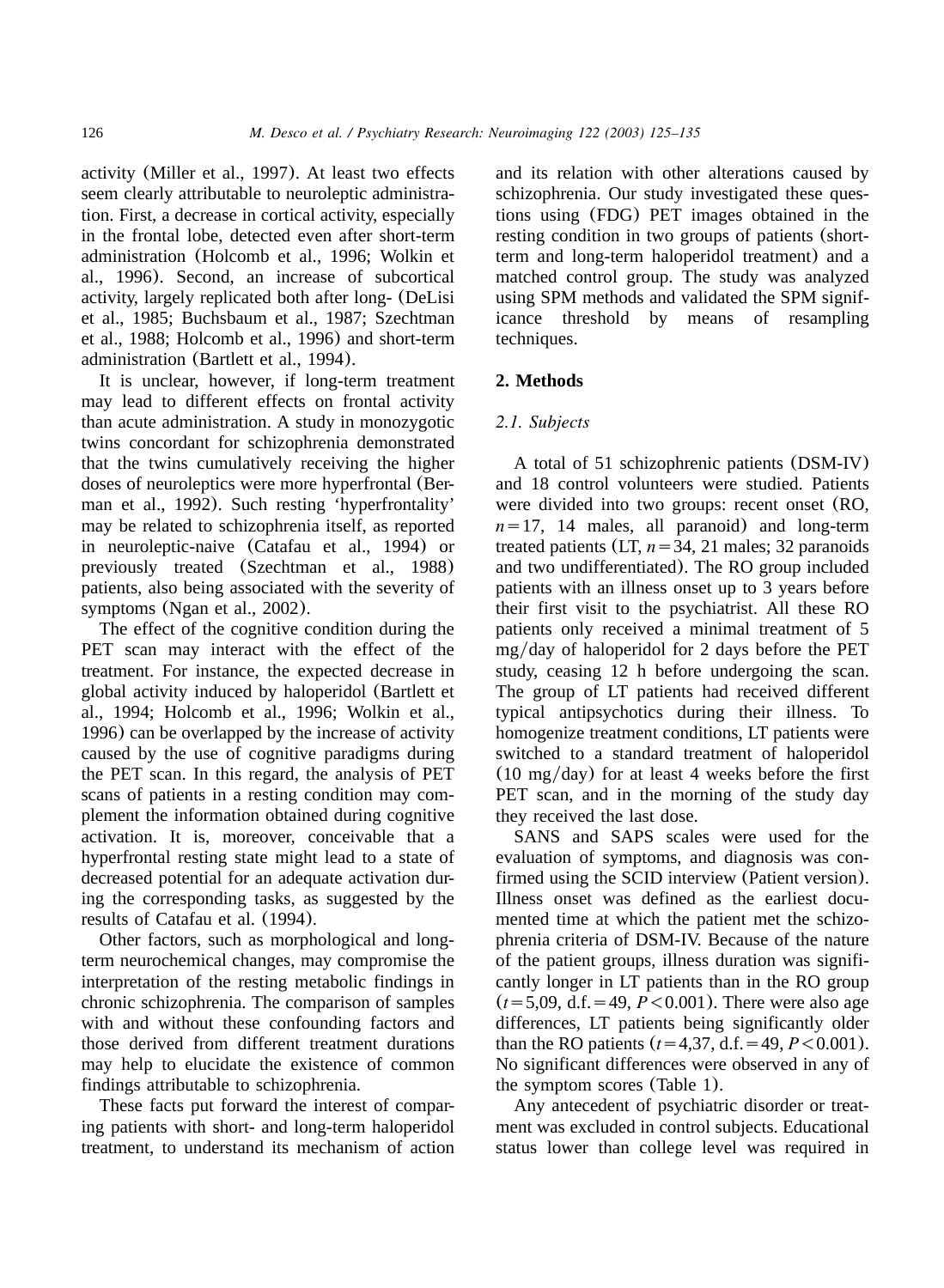activity (Miller et al., 1997). At least two effects seem clearly attributable to neuroleptic administration. First, a decrease in cortical activity, especially in the frontal lobe, detected even after short-term administration (Holcomb et al., 1996; Wolkin et al., 1996). Second, an increase of subcortical activity, largely replicated both after long- (DeLisi et al., 1985; Buchsbaum et al., 1987; Szechtman et al., 1988; Holcomb et al., 1996) and short-term administration (Bartlett et al., 1994).

It is unclear, however, if long-term treatment may lead to different effects on frontal activity than acute administration. A study in monozygotic twins concordant for schizophrenia demonstrated that the twins cumulatively receiving the higher doses of neuroleptics were more hyperfrontal (Berman et al., 1992). Such resting 'hyperfrontality' may be related to schizophrenia itself, as reported in neuroleptic-naive (Catafau et al., 1994) or previously treated (Szechtman et al., 1988) patients, also being associated with the severity of symptoms (Ngan et al., 2002).

The effect of the cognitive condition during the PET scan may interact with the effect of the treatment. For instance, the expected decrease in global activity induced by haloperidol (Bartlett et al., 1994; Holcomb et al., 1996; Wolkin et al., 1996) can be overlapped by the increase of activity caused by the use of cognitive paradigms during the PET scan. In this regard, the analysis of PET scans of patients in a resting condition may complement the information obtained during cognitive activation. It is, moreover, conceivable that a hyperfrontal resting state might lead to a state of decreased potential for an adequate activation during the corresponding tasks, as suggested by the results of Catafau et al. (1994).

Other factors, such as morphological and long-term neurochemical changes, may compromise the interpretation of the resting metabolic findings in chronic schizophrenia. The comparison of samples with and without these confounding factors and those derived from different treatment durations may help to elucidate the existence of common findings attributable to schizophrenia.

These facts put forward the interest of comparing patients with short- and long-term haloperidol treatment, to understand its mechanism of action and its relation with other alterations caused by schizophrenia. Our study investigated these questions using (FDG) PET images obtained in the resting condition in two groups of patients (short-term and long-term haloperidol treatment) and a matched control group. The study was analyzed using SPM methods and validated the SPM significance threshold by means of resampling techniques.

## 2. Methods

### *2.1. Subjects*

A total of 51 schizophrenic patients (DSM-IV) and 18 control volunteers were studied. Patients were divided into two groups: recent onset (RO, $n=17$, 14 males, all paranoid) and long-term treated patients (LT, $n=34$, 21 males; 32 paranoids and two undifferentiated). The RO group included patients with an illness onset up to 3 years before their first visit to the psychiatrist. All these RO patients only received a minimal treatment of 5 mg/day of haloperidol for 2 days before the PET study, ceasing 12 h before undergoing the scan. The group of LT patients had received different typical antipsychotics during their illness. To homogenize treatment conditions, LT patients were switched to a standard treatment of haloperidol (10 mg/day) for at least 4 weeks before the first PET scan, and in the morning of the study day they received the last dose.

SANS and SAPS scales were used for the evaluation of symptoms, and diagnosis was confirmed using the SCID interview (Patient version). Illness onset was defined as the earliest documented time at which the patient met the schizophrenia criteria of DSM-IV. Because of the nature of the patient groups, illness duration was significantly longer in LT patients than in the RO group ($t=5{,}09$, d.f.$=49$, $P<0.001$). There were also age differences, LT patients being significantly older than the RO patients ($t=4{,}37$, d.f.$=49$, $P<0.001$). No significant differences were observed in any of the symptom scores (Table 1).

Any antecedent of psychiatric disorder or treatment was excluded in control subjects. Educational status lower than college level was required in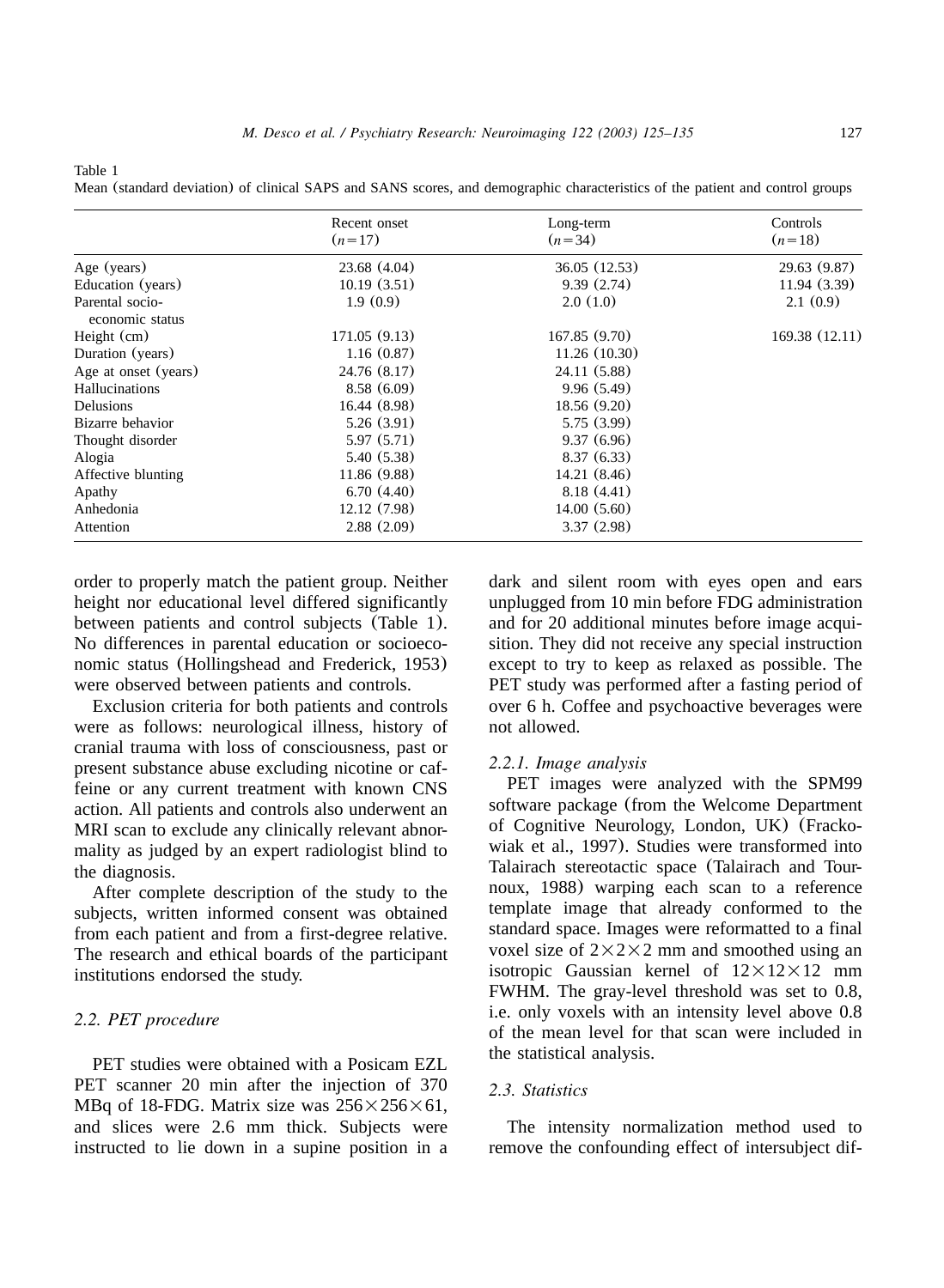Table 1
Mean (standard deviation) of clinical SAPS and SANS scores, and demographic characteristics of the patient and control groups

| | Recent onset ($n=17$) | Long-term ($n=34$) | Controls ($n=18$) |
|---|---|---|---|
| Age (years) | 23.68 (4.04) | 36.05 (12.53) | 29.63 (9.87) |
| Education (years) | 10.19 (3.51) | 9.39 (2.74) | 11.94 (3.39) |
| Parental socio-economic status | 1.9 (0.9) | 2.0 (1.0) | 2.1 (0.9) |
| Height (cm) | 171.05 (9.13) | 167.85 (9.70) | 169.38 (12.11) |
| Duration (years) | 1.16 (0.87) | 11.26 (10.30) | |
| Age at onset (years) | 24.76 (8.17) | 24.11 (5.88) | |
| Hallucinations | 8.58 (6.09) | 9.96 (5.49) | |
| Delusions | 16.44 (8.98) | 18.56 (9.20) | |
| Bizarre behavior | 5.26 (3.91) | 5.75 (3.99) | |
| Thought disorder | 5.97 (5.71) | 9.37 (6.96) | |
| Alogia | 5.40 (5.38) | 8.37 (6.33) | |
| Affective blunting | 11.86 (9.88) | 14.21 (8.46) | |
| Apathy | 6.70 (4.40) | 8.18 (4.41) | |
| Anhedonia | 12.12 (7.98) | 14.00 (5.60) | |
| Attention | 2.88 (2.09) | 3.37 (2.98) | |

order to properly match the patient group. Neither height nor educational level differed significantly between patients and control subjects (Table 1). No differences in parental education or socioeconomic status (Hollingshead and Frederick, 1953) were observed between patients and controls.

Exclusion criteria for both patients and controls were as follows: neurological illness, history of cranial trauma with loss of consciousness, past or present substance abuse excluding nicotine or caffeine or any current treatment with known CNS action. All patients and controls also underwent an MRI scan to exclude any clinically relevant abnormality as judged by an expert radiologist blind to the diagnosis.

After complete description of the study to the subjects, written informed consent was obtained from each patient and from a first-degree relative. The research and ethical boards of the participant institutions endorsed the study.

### 2.2. PET procedure

PET studies were obtained with a Posicam EZL PET scanner 20 min after the injection of 370 MBq of 18-FDG. Matrix size was $256 \times 256 \times 61$, and slices were 2.6 mm thick. Subjects were instructed to lie down in a supine position in a dark and silent room with eyes open and ears unplugged from 10 min before FDG administration and for 20 additional minutes before image acquisition. They did not receive any special instruction except to try to keep as relaxed as possible. The PET study was performed after a fasting period of over 6 h. Coffee and psychoactive beverages were not allowed.

#### 2.2.1. Image analysis

PET images were analyzed with the SPM99 software package (from the Welcome Department of Cognitive Neurology, London, UK) (Frackowiak et al., 1997). Studies were transformed into Talairach stereotactic space (Talairach and Tournoux, 1988) warping each scan to a reference template image that already conformed to the standard space. Images were reformatted to a final voxel size of $2 \times 2 \times 2$ mm and smoothed using an isotropic Gaussian kernel of $12 \times 12 \times 12$ mm FWHM. The gray-level threshold was set to 0.8, i.e. only voxels with an intensity level above 0.8 of the mean level for that scan were included in the statistical analysis.

### 2.3. Statistics

The intensity normalization method used to remove the confounding effect of intersubject dif-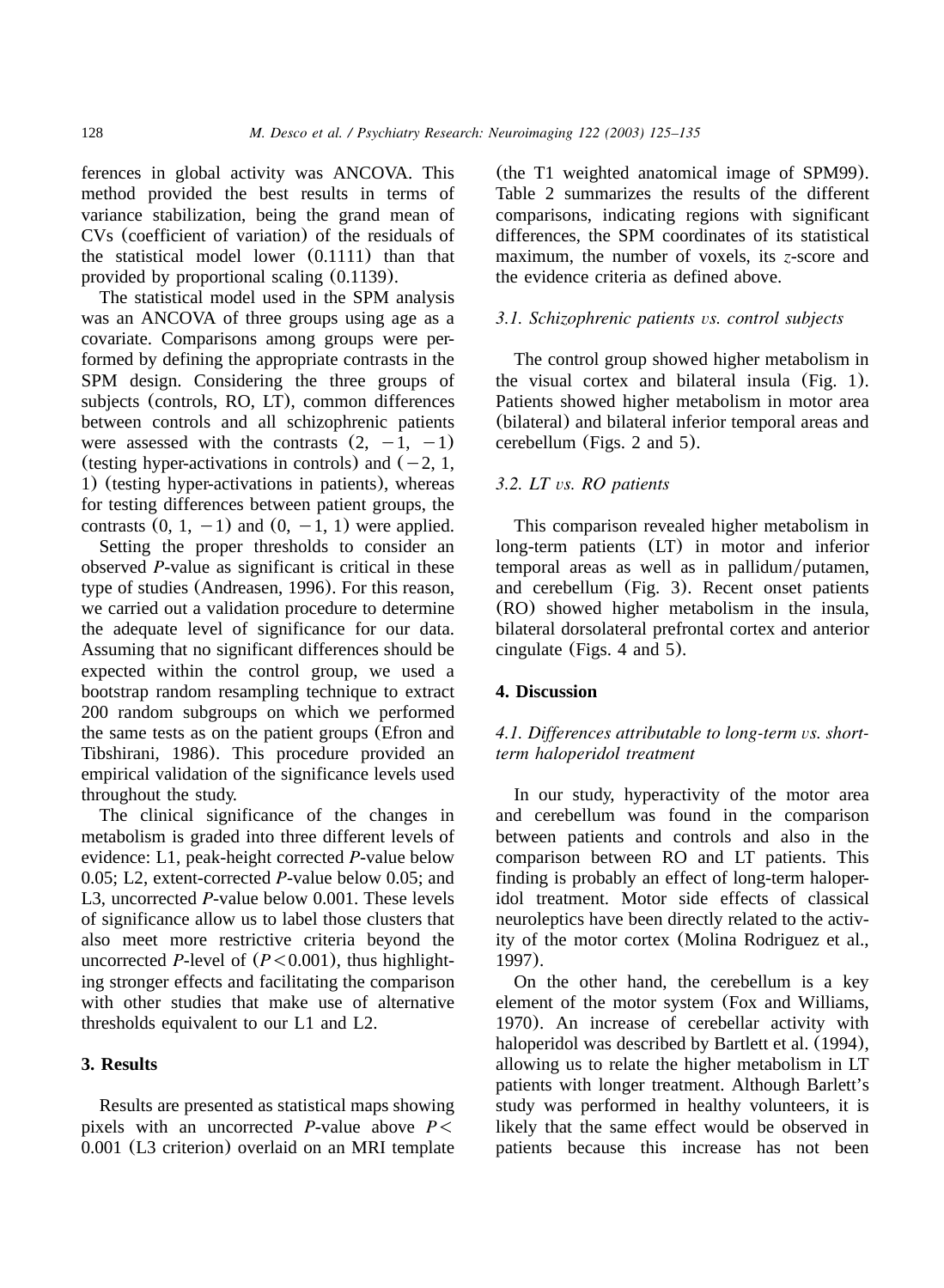ferences in global activity was ANCOVA. This method provided the best results in terms of variance stabilization, being the grand mean of CVs (coefficient of variation) of the residuals of the statistical model lower (0.1111) than that provided by proportional scaling (0.1139).

The statistical model used in the SPM analysis was an ANCOVA of three groups using age as a covariate. Comparisons among groups were performed by defining the appropriate contrasts in the SPM design. Considering the three groups of subjects (controls, RO, LT), common differences between controls and all schizophrenic patients were assessed with the contrasts (2, −1, −1) (testing hyper-activations in controls) and (−2, 1, 1) (testing hyper-activations in patients), whereas for testing differences between patient groups, the contrasts (0, 1, −1) and (0, −1, 1) were applied.

Setting the proper thresholds to consider an observed *P*-value as significant is critical in these type of studies (Andreasen, 1996). For this reason, we carried out a validation procedure to determine the adequate level of significance for our data. Assuming that no significant differences should be expected within the control group, we used a bootstrap random resampling technique to extract 200 random subgroups on which we performed the same tests as on the patient groups (Efron and Tibshirani, 1986). This procedure provided an empirical validation of the significance levels used throughout the study.

The clinical significance of the changes in metabolism is graded into three different levels of evidence: L1, peak-height corrected *P*-value below 0.05; L2, extent-corrected *P*-value below 0.05; and L3, uncorrected *P*-value below 0.001. These levels of significance allow us to label those clusters that also meet more restrictive criteria beyond the uncorrected *P*-level of ($P<0.001$), thus highlighting stronger effects and facilitating the comparison with other studies that make use of alternative thresholds equivalent to our L1 and L2.

## 3. Results

Results are presented as statistical maps showing pixels with an uncorrected *P*-value above $P<0.001$ (L3 criterion) overlaid on an MRI template (the T1 weighted anatomical image of SPM99). Table 2 summarizes the results of the different comparisons, indicating regions with significant differences, the SPM coordinates of its statistical maximum, the number of voxels, its *z*-score and the evidence criteria as defined above.

### *3.1. Schizophrenic patients vs. control subjects*

The control group showed higher metabolism in the visual cortex and bilateral insula (Fig. 1). Patients showed higher metabolism in motor area (bilateral) and bilateral inferior temporal areas and cerebellum (Figs. 2 and 5).

### *3.2. LT vs. RO patients*

This comparison revealed higher metabolism in long-term patients (LT) in motor and inferior temporal areas as well as in pallidum/putamen, and cerebellum (Fig. 3). Recent onset patients (RO) showed higher metabolism in the insula, bilateral dorsolateral prefrontal cortex and anterior cingulate (Figs. 4 and 5).

## 4. Discussion

### *4.1. Differences attributable to long-term vs. short-term haloperidol treatment*

In our study, hyperactivity of the motor area and cerebellum was found in the comparison between patients and controls and also in the comparison between RO and LT patients. This finding is probably an effect of long-term haloperidol treatment. Motor side effects of classical neuroleptics have been directly related to the activity of the motor cortex (Molina Rodriguez et al., 1997).

On the other hand, the cerebellum is a key element of the motor system (Fox and Williams, 1970). An increase of cerebellar activity with haloperidol was described by Bartlett et al. (1994), allowing us to relate the higher metabolism in LT patients with longer treatment. Although Barlett's study was performed in healthy volunteers, it is likely that the same effect would be observed in patients because this increase has not been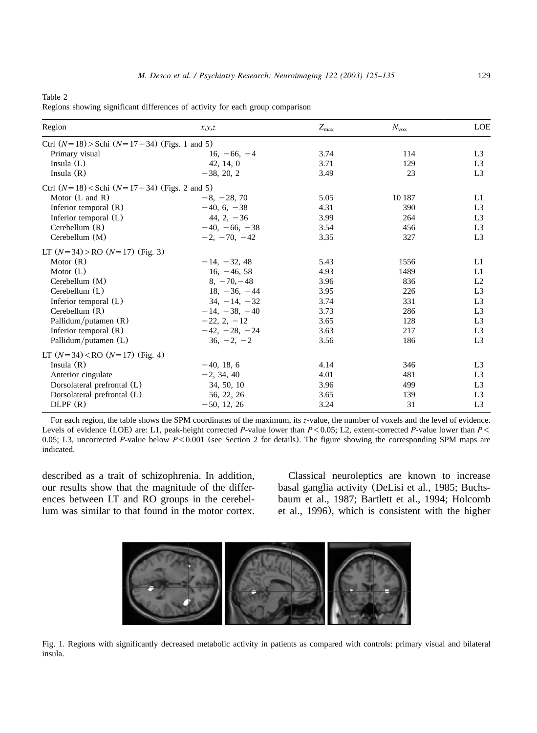Table 2
Regions showing significant differences of activity for each group comparison

| Region | *x,y,z* | $Z_{max}$ | $N_{vox}$ | LOE |
|---|---|---|---|---|
| Ctrl ($N=18$) > Schi ($N=17+34$) (Figs. 1 and 5) | | | | |
| Primary visual | 16, −66, −4 | 3.74 | 114 | L3 |
| Insula (L) | 42, 14, 0 | 3.71 | 129 | L3 |
| Insula (R) | −38, 20, 2 | 3.49 | 23 | L3 |
| Ctrl ($N=18$) < Schi ($N=17+34$) (Figs. 2 and 5) | | | | |
| Motor (L and R) | −8, −28, 70 | 5.05 | 10 187 | L1 |
| Inferior temporal (R) | −40, 6, −38 | 4.31 | 390 | L3 |
| Inferior temporal (L) | 44, 2, −36 | 3.99 | 264 | L3 |
| Cerebellum (R) | −40, −66, −38 | 3.54 | 456 | L3 |
| Cerebellum (M) | −2, −70, −42 | 3.35 | 327 | L3 |
| LT ($N=34$) > RO ($N=17$) (Fig. 3) | | | | |
| Motor (R) | −14, −32, 48 | 5.43 | 1556 | L1 |
| Motor (L) | 16, −46, 58 | 4.93 | 1489 | L1 |
| Cerebellum (M) | 8, −70, −48 | 3.96 | 836 | L2 |
| Cerebellum (L) | 18, −36, −44 | 3.95 | 226 | L3 |
| Inferior temporal (L) | 34, −14, −32 | 3.74 | 331 | L3 |
| Cerebellum (R) | −14, −38, −40 | 3.73 | 286 | L3 |
| Pallidum/putamen (R) | −22, 2, −12 | 3.65 | 128 | L3 |
| Inferior temporal (R) | −42, −28, −24 | 3.63 | 217 | L3 |
| Pallidum/putamen (L) | 36, −2, −2 | 3.56 | 186 | L3 |
| LT ($N=34$) < RO ($N=17$) (Fig. 4) | | | | |
| Insula (R) | −40, 18, 6 | 4.14 | 346 | L3 |
| Anterior cingulate | −2, 34, 40 | 4.01 | 481 | L3 |
| Dorsolateral prefrontal (L) | 34, 50, 10 | 3.96 | 499 | L3 |
| Dorsolateral prefrontal (L) | 56, 22, 26 | 3.65 | 139 | L3 |
| DLPF (R) | −50, 12, 26 | 3.24 | 31 | L3 |

For each region, the table shows the SPM coordinates of the maximum, its *z*-value, the number of voxels and the level of evidence. Levels of evidence (LOE) are: L1, peak-height corrected *P*-value lower than $P<0.05$; L2, extent-corrected *P*-value lower than $P<0.05$; L3, uncorrected *P*-value below $P<0.001$ (see Section 2 for details). The figure showing the corresponding SPM maps are indicated.

described as a trait of schizophrenia. In addition, our results show that the magnitude of the differences between LT and RO groups in the cerebellum was similar to that found in the motor cortex.

Classical neuroleptics are known to increase basal ganglia activity (DeLisi et al., 1985; Buchsbaum et al., 1987; Bartlett et al., 1994; Holcomb et al., 1996), which is consistent with the higher

Fig. 1. Regions with significantly decreased metabolic activity in patients as compared with controls: primary visual and bilateral insula.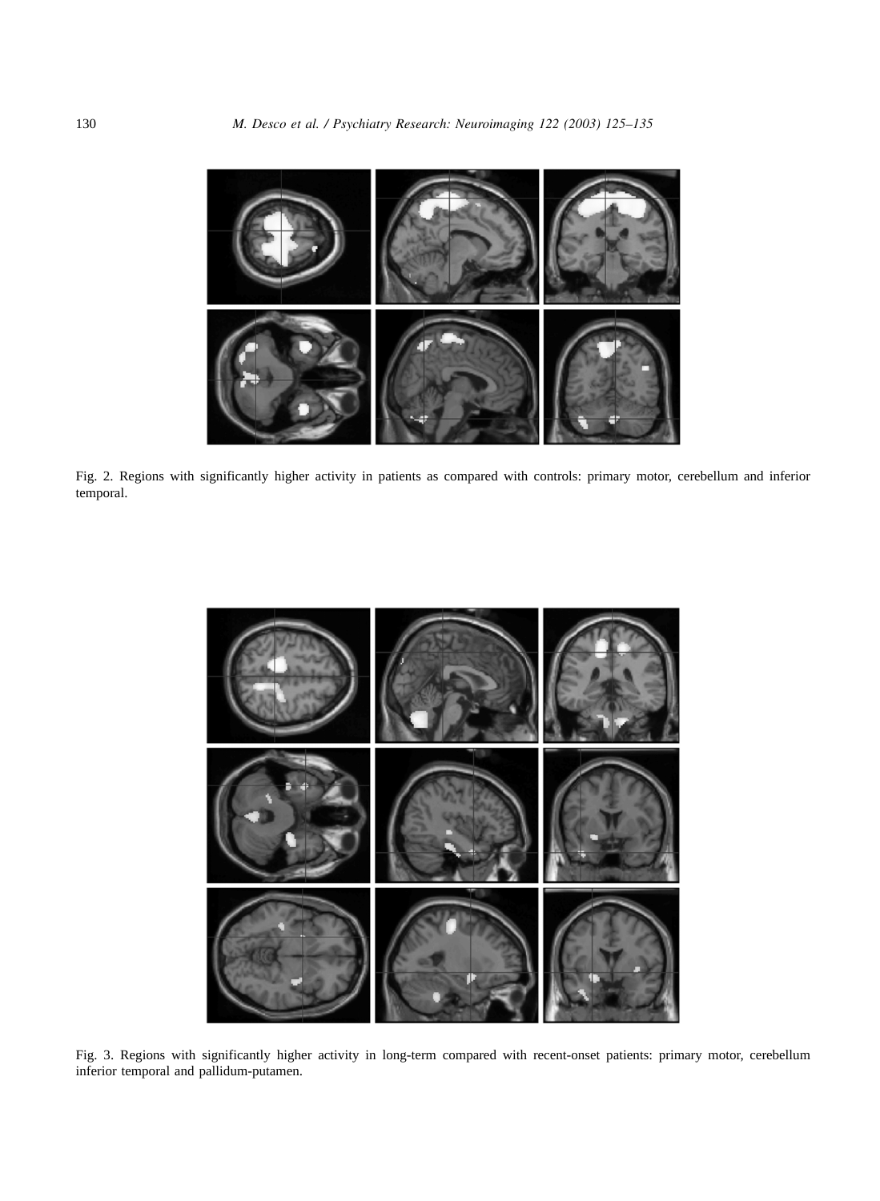Fig. 2. Regions with significantly higher activity in patients as compared with controls: primary motor, cerebellum and inferior temporal.

Fig. 3. Regions with significantly higher activity in long-term compared with recent-onset patients: primary motor, cerebellum inferior temporal and pallidum-putamen.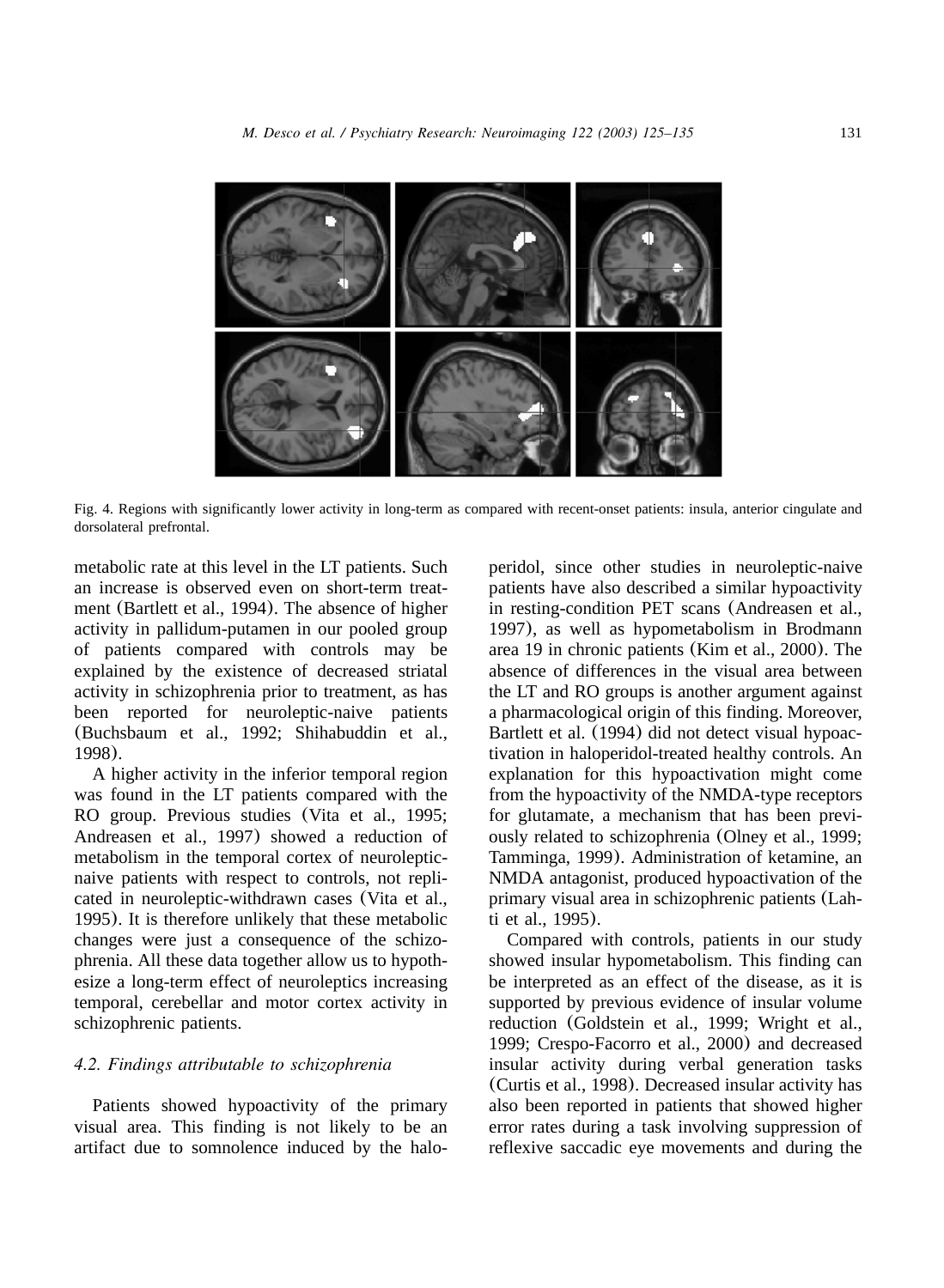Fig. 4. Regions with significantly lower activity in long-term as compared with recent-onset patients: insula, anterior cingulate and dorsolateral prefrontal.

metabolic rate at this level in the LT patients. Such an increase is observed even on short-term treatment (Bartlett et al., 1994). The absence of higher activity in pallidum-putamen in our pooled group of patients compared with controls may be explained by the existence of decreased striatal activity in schizophrenia prior to treatment, as has been reported for neuroleptic-naive patients (Buchsbaum et al., 1992; Shihabuddin et al., 1998).

A higher activity in the inferior temporal region was found in the LT patients compared with the RO group. Previous studies (Vita et al., 1995; Andreasen et al., 1997) showed a reduction of metabolism in the temporal cortex of neuroleptic-naive patients with respect to controls, not replicated in neuroleptic-withdrawn cases (Vita et al., 1995). It is therefore unlikely that these metabolic changes were just a consequence of the schizophrenia. All these data together allow us to hypothesize a long-term effect of neuroleptics increasing temporal, cerebellar and motor cortex activity in schizophrenic patients.

### *4.2. Findings attributable to schizophrenia*

Patients showed hypoactivity of the primary visual area. This finding is not likely to be an artifact due to somnolence induced by the haloperidol, since other studies in neuroleptic-naive patients have also described a similar hypoactivity in resting-condition PET scans (Andreasen et al., 1997), as well as hypometabolism in Brodmann area 19 in chronic patients (Kim et al., 2000). The absence of differences in the visual area between the LT and RO groups is another argument against a pharmacological origin of this finding. Moreover, Bartlett et al. (1994) did not detect visual hypoactivation in haloperidol-treated healthy controls. An explanation for this hypoactivation might come from the hypoactivity of the NMDA-type receptors for glutamate, a mechanism that has been previously related to schizophrenia (Olney et al., 1999; Tamminga, 1999). Administration of ketamine, an NMDA antagonist, produced hypoactivation of the primary visual area in schizophrenic patients (Lahti et al., 1995).

Compared with controls, patients in our study showed insular hypometabolism. This finding can be interpreted as an effect of the disease, as it is supported by previous evidence of insular volume reduction (Goldstein et al., 1999; Wright et al., 1999; Crespo-Facorro et al., 2000) and decreased insular activity during verbal generation tasks (Curtis et al., 1998). Decreased insular activity has also been reported in patients that showed higher error rates during a task involving suppression of reflexive saccadic eye movements and during the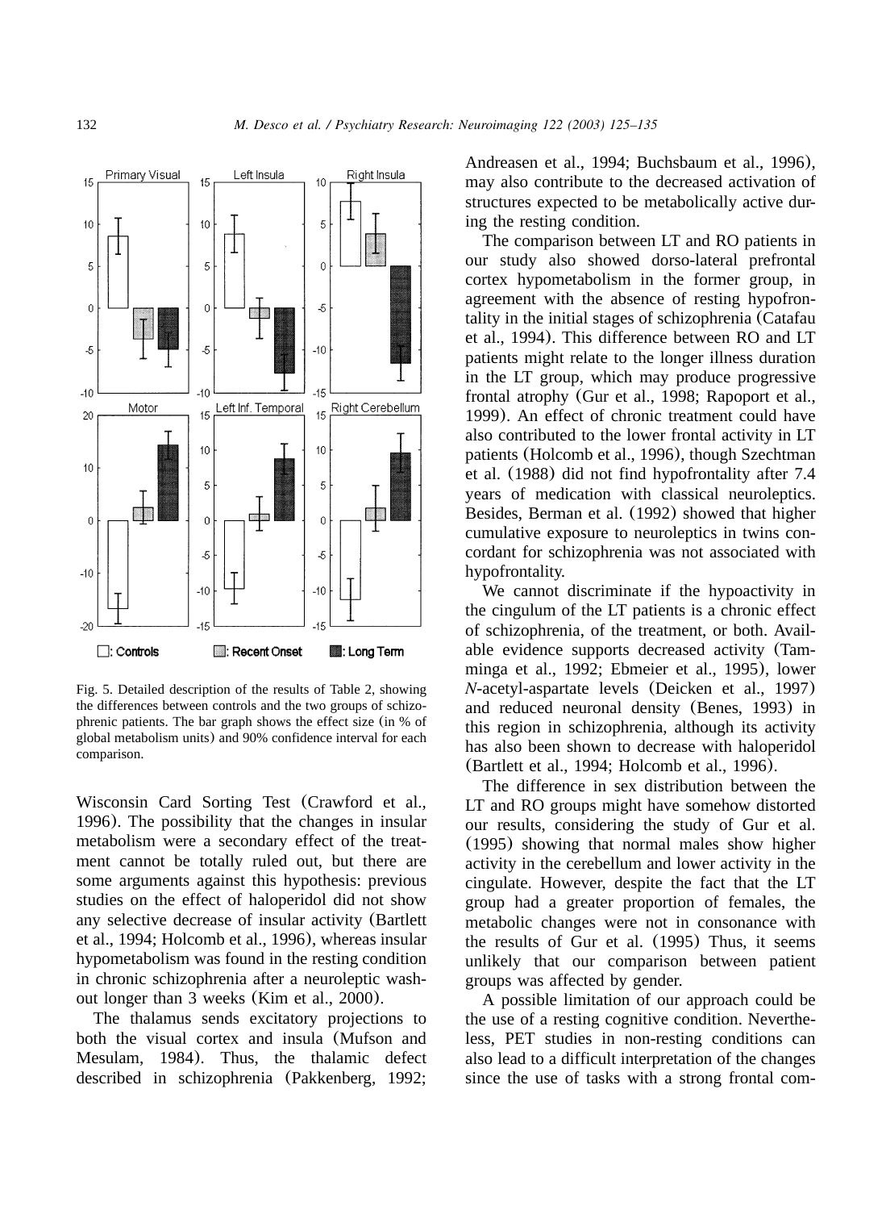Fig. 5. Detailed description of the results of Table 2, showing the differences between controls and the two groups of schizophrenic patients. The bar graph shows the effect size (in % of global metabolism units) and 90% confidence interval for each comparison.

Wisconsin Card Sorting Test (Crawford et al., 1996). The possibility that the changes in insular metabolism were a secondary effect of the treatment cannot be totally ruled out, but there are some arguments against this hypothesis: previous studies on the effect of haloperidol did not show any selective decrease of insular activity (Bartlett et al., 1994; Holcomb et al., 1996), whereas insular hypometabolism was found in the resting condition in chronic schizophrenia after a neuroleptic washout longer than 3 weeks (Kim et al., 2000).

The thalamus sends excitatory projections to both the visual cortex and insula (Mufson and Mesulam, 1984). Thus, the thalamic defect described in schizophrenia (Pakkenberg, 1992; Andreasen et al., 1994; Buchsbaum et al., 1996), may also contribute to the decreased activation of structures expected to be metabolically active during the resting condition.

The comparison between LT and RO patients in our study also showed dorso-lateral prefrontal cortex hypometabolism in the former group, in agreement with the absence of resting hypofrontality in the initial stages of schizophrenia (Catafau et al., 1994). This difference between RO and LT patients might relate to the longer illness duration in the LT group, which may produce progressive frontal atrophy (Gur et al., 1998; Rapoport et al., 1999). An effect of chronic treatment could have also contributed to the lower frontal activity in LT patients (Holcomb et al., 1996), though Szechtman et al. (1988) did not find hypofrontality after 7.4 years of medication with classical neuroleptics. Besides, Berman et al. (1992) showed that higher cumulative exposure to neuroleptics in twins concordant for schizophrenia was not associated with hypofrontality.

We cannot discriminate if the hypoactivity in the cingulum of the LT patients is a chronic effect of schizophrenia, of the treatment, or both. Available evidence supports decreased activity (Tamminga et al., 1992; Ebmeier et al., 1995), lower *N*-acetyl-aspartate levels (Deicken et al., 1997) and reduced neuronal density (Benes, 1993) in this region in schizophrenia, although its activity has also been shown to decrease with haloperidol (Bartlett et al., 1994; Holcomb et al., 1996).

The difference in sex distribution between the LT and RO groups might have somehow distorted our results, considering the study of Gur et al. (1995) showing that normal males show higher activity in the cerebellum and lower activity in the cingulate. However, despite the fact that the LT group had a greater proportion of females, the metabolic changes were not in consonance with the results of Gur et al. (1995) Thus, it seems unlikely that our comparison between patient groups was affected by gender.

A possible limitation of our approach could be the use of a resting cognitive condition. Nevertheless, PET studies in non-resting conditions can also lead to a difficult interpretation of the changes since the use of tasks with a strong frontal com-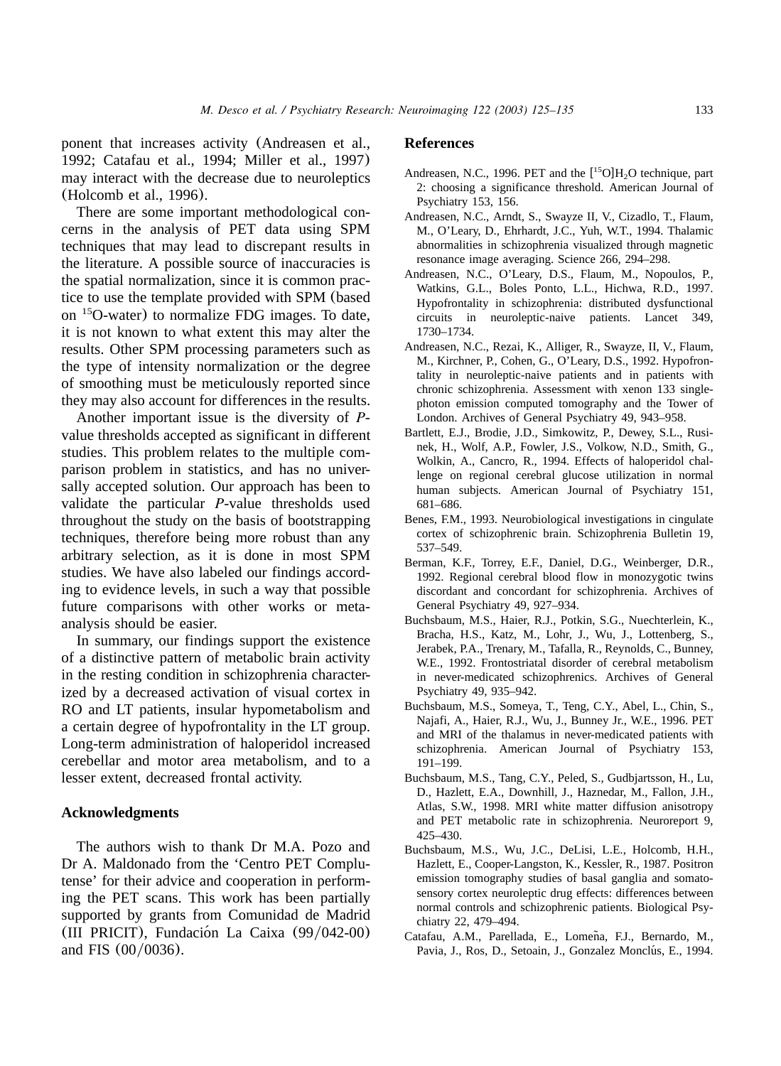ponent that increases activity (Andreasen et al., 1992; Catafau et al., 1994; Miller et al., 1997) may interact with the decrease due to neuroleptics (Holcomb et al., 1996).

There are some important methodological concerns in the analysis of PET data using SPM techniques that may lead to discrepant results in the literature. A possible source of inaccuracies is the spatial normalization, since it is common practice to use the template provided with SPM (based on $^{15}$O-water) to normalize FDG images. To date, it is not known to what extent this may alter the results. Other SPM processing parameters such as the type of intensity normalization or the degree of smoothing must be meticulously reported since they may also account for differences in the results.

Another important issue is the diversity of *P*-value thresholds accepted as significant in different studies. This problem relates to the multiple comparison problem in statistics, and has no universally accepted solution. Our approach has been to validate the particular *P*-value thresholds used throughout the study on the basis of bootstrapping techniques, therefore being more robust than any arbitrary selection, as it is done in most SPM studies. We have also labeled our findings according to evidence levels, in such a way that possible future comparisons with other works or meta-analysis should be easier.

In summary, our findings support the existence of a distinctive pattern of metabolic brain activity in the resting condition in schizophrenia characterized by a decreased activation of visual cortex in RO and LT patients, insular hypometabolism and a certain degree of hypofrontality in the LT group. Long-term administration of haloperidol increased cerebellar and motor area metabolism, and to a lesser extent, decreased frontal activity.

## Acknowledgments

The authors wish to thank Dr M.A. Pozo and Dr A. Maldonado from the 'Centro PET Complutense' for their advice and cooperation in performing the PET scans. This work has been partially supported by grants from Comunidad de Madrid (III PRICIT), Fundación La Caixa (99/042-00) and FIS (00/0036).

## References

Andreasen, N.C., 1996. PET and the [$^{15}$O]$H_2O$ technique, part 2: choosing a significance threshold. American Journal of Psychiatry 153, 156.

Andreasen, N.C., Arndt, S., Swayze II, V., Cizadlo, T., Flaum, M., O'Leary, D., Ehrhardt, J.C., Yuh, W.T., 1994. Thalamic abnormalities in schizophrenia visualized through magnetic resonance image averaging. Science 266, 294–298.

Andreasen, N.C., O'Leary, D.S., Flaum, M., Nopoulos, P., Watkins, G.L., Boles Ponto, L.L., Hichwa, R.D., 1997. Hypofrontality in schizophrenia: distributed dysfunctional circuits in neuroleptic-naive patients. Lancet 349, 1730–1734.

Andreasen, N.C., Rezai, K., Alliger, R., Swayze, II, V., Flaum, M., Kirchner, P., Cohen, G., O'Leary, D.S., 1992. Hypofrontality in neuroleptic-naive patients and in patients with chronic schizophrenia. Assessment with xenon 133 single-photon emission computed tomography and the Tower of London. Archives of General Psychiatry 49, 943–958.

Bartlett, E.J., Brodie, J.D., Simkowitz, P., Dewey, S.L., Rusinek, H., Wolf, A.P., Fowler, J.S., Volkow, N.D., Smith, G., Wolkin, A., Cancro, R., 1994. Effects of haloperidol challenge on regional cerebral glucose utilization in normal human subjects. American Journal of Psychiatry 151, 681–686.

Benes, F.M., 1993. Neurobiological investigations in cingulate cortex of schizophrenic brain. Schizophrenia Bulletin 19, 537–549.

Berman, K.F., Torrey, E.F., Daniel, D.G., Weinberger, D.R., 1992. Regional cerebral blood flow in monozygotic twins discordant and concordant for schizophrenia. Archives of General Psychiatry 49, 927–934.

Buchsbaum, M.S., Haier, R.J., Potkin, S.G., Nuechterlein, K., Bracha, H.S., Katz, M., Lohr, J., Wu, J., Lottenberg, S., Jerabek, P.A., Trenary, M., Tafalla, R., Reynolds, C., Bunney, W.E., 1992. Frontostriatal disorder of cerebral metabolism in never-medicated schizophrenics. Archives of General Psychiatry 49, 935–942.

Buchsbaum, M.S., Someya, T., Teng, C.Y., Abel, L., Chin, S., Najafi, A., Haier, R.J., Wu, J., Bunney Jr., W.E., 1996. PET and MRI of the thalamus in never-medicated patients with schizophrenia. American Journal of Psychiatry 153, 191–199.

Buchsbaum, M.S., Tang, C.Y., Peled, S., Gudbjartsson, H., Lu, D., Hazlett, E.A., Downhill, J., Haznedar, M., Fallon, J.H., Atlas, S.W., 1998. MRI white matter diffusion anisotropy and PET metabolic rate in schizophrenia. Neuroreport 9, 425–430.

Buchsbaum, M.S., Wu, J.C., DeLisi, L.E., Holcomb, H.H., Hazlett, E., Cooper-Langston, K., Kessler, R., 1987. Positron emission tomography studies of basal ganglia and somatosensory cortex neuroleptic drug effects: differences between normal controls and schizophrenic patients. Biological Psychiatry 22, 479–494.

Catafau, A.M., Parellada, E., Lomeña, F.J., Bernardo, M., Pavia, J., Ros, D., Setoain, J., Gonzalez Monclús, E., 1994.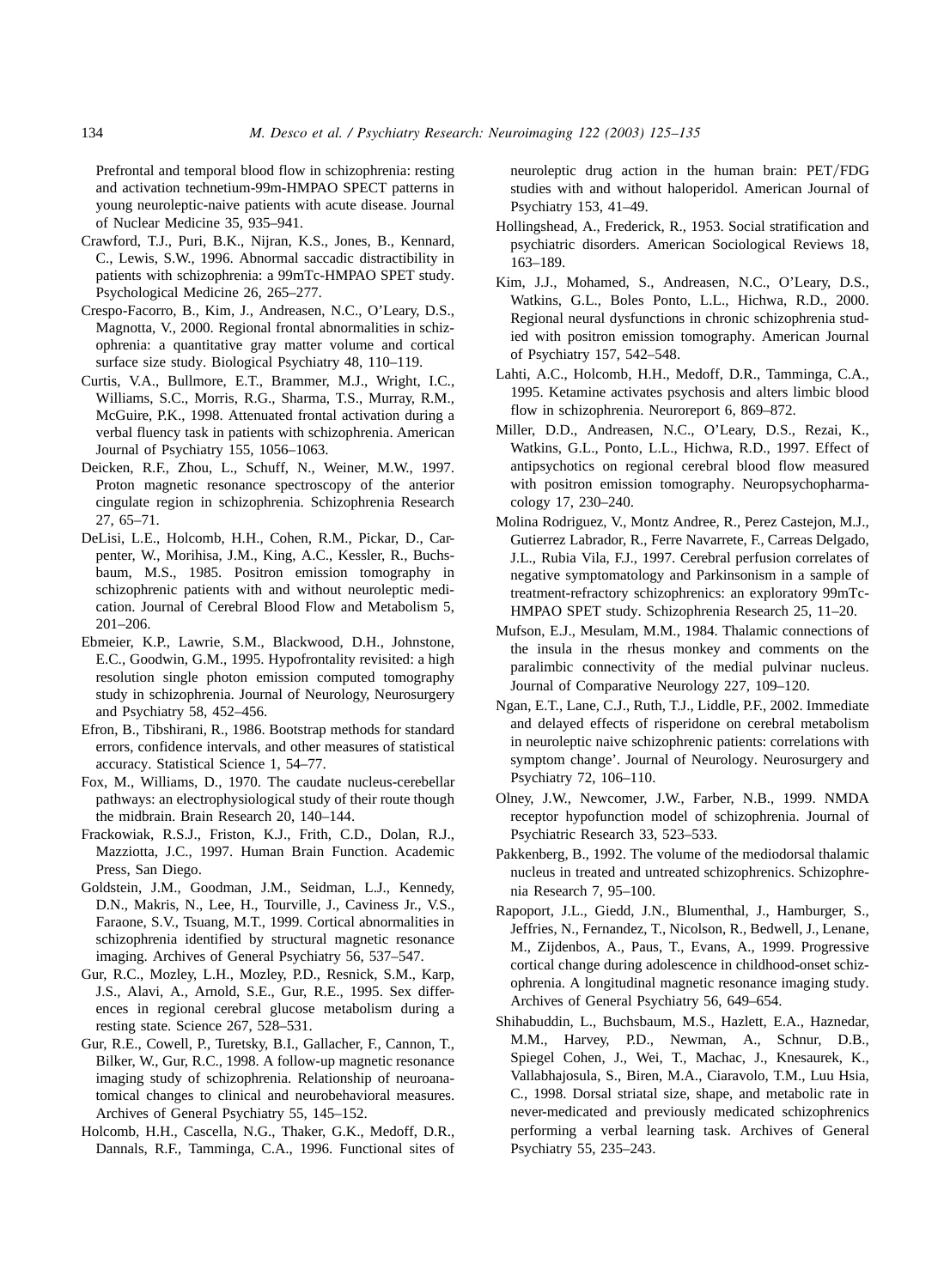Prefrontal and temporal blood flow in schizophrenia: resting and activation technetium-99m-HMPAO SPECT patterns in young neuroleptic-naive patients with acute disease. Journal of Nuclear Medicine 35, 935–941.

Crawford, T.J., Puri, B.K., Nijran, K.S., Jones, B., Kennard, C., Lewis, S.W., 1996. Abnormal saccadic distractibility in patients with schizophrenia: a 99mTc-HMPAO SPET study. Psychological Medicine 26, 265–277.

Crespo-Facorro, B., Kim, J., Andreasen, N.C., O'Leary, D.S., Magnotta, V., 2000. Regional frontal abnormalities in schizophrenia: a quantitative gray matter volume and cortical surface size study. Biological Psychiatry 48, 110–119.

Curtis, V.A., Bullmore, E.T., Brammer, M.J., Wright, I.C., Williams, S.C., Morris, R.G., Sharma, T.S., Murray, R.M., McGuire, P.K., 1998. Attenuated frontal activation during a verbal fluency task in patients with schizophrenia. American Journal of Psychiatry 155, 1056–1063.

Deicken, R.F., Zhou, L., Schuff, N., Weiner, M.W., 1997. Proton magnetic resonance spectroscopy of the anterior cingulate region in schizophrenia. Schizophrenia Research 27, 65–71.

DeLisi, L.E., Holcomb, H.H., Cohen, R.M., Pickar, D., Carpenter, W., Morihisa, J.M., King, A.C., Kessler, R., Buchsbaum, M.S., 1985. Positron emission tomography in schizophrenic patients with and without neuroleptic medication. Journal of Cerebral Blood Flow and Metabolism 5, 201–206.

Ebmeier, K.P., Lawrie, S.M., Blackwood, D.H., Johnstone, E.C., Goodwin, G.M., 1995. Hypofrontality revisited: a high resolution single photon emission computed tomography study in schizophrenia. Journal of Neurology, Neurosurgery and Psychiatry 58, 452–456.

Efron, B., Tibshirani, R., 1986. Bootstrap methods for standard errors, confidence intervals, and other measures of statistical accuracy. Statistical Science 1, 54–77.

Fox, M., Williams, D., 1970. The caudate nucleus-cerebellar pathways: an electrophysiological study of their route though the midbrain. Brain Research 20, 140–144.

Frackowiak, R.S.J., Friston, K.J., Frith, C.D., Dolan, R.J., Mazziotta, J.C., 1997. Human Brain Function. Academic Press, San Diego.

Goldstein, J.M., Goodman, J.M., Seidman, L.J., Kennedy, D.N., Makris, N., Lee, H., Tourville, J., Caviness Jr., V.S., Faraone, S.V., Tsuang, M.T., 1999. Cortical abnormalities in schizophrenia identified by structural magnetic resonance imaging. Archives of General Psychiatry 56, 537–547.

Gur, R.C., Mozley, L.H., Mozley, P.D., Resnick, S.M., Karp, J.S., Alavi, A., Arnold, S.E., Gur, R.E., 1995. Sex differences in regional cerebral glucose metabolism during a resting state. Science 267, 528–531.

Gur, R.E., Cowell, P., Turetsky, B.I., Gallacher, F., Cannon, T., Bilker, W., Gur, R.C., 1998. A follow-up magnetic resonance imaging study of schizophrenia. Relationship of neuroanatomical changes to clinical and neurobehavioral measures. Archives of General Psychiatry 55, 145–152.

Holcomb, H.H., Cascella, N.G., Thaker, G.K., Medoff, D.R., Dannals, R.F., Tamminga, C.A., 1996. Functional sites of neuroleptic drug action in the human brain: PET/FDG studies with and without haloperidol. American Journal of Psychiatry 153, 41–49.

Hollingshead, A., Frederick, R., 1953. Social stratification and psychiatric disorders. American Sociological Reviews 18, 163–189.

Kim, J.J., Mohamed, S., Andreasen, N.C., O'Leary, D.S., Watkins, G.L., Boles Ponto, L.L., Hichwa, R.D., 2000. Regional neural dysfunctions in chronic schizophrenia studied with positron emission tomography. American Journal of Psychiatry 157, 542–548.

Lahti, A.C., Holcomb, H.H., Medoff, D.R., Tamminga, C.A., 1995. Ketamine activates psychosis and alters limbic blood flow in schizophrenia. Neuroreport 6, 869–872.

Miller, D.D., Andreasen, N.C., O'Leary, D.S., Rezai, K., Watkins, G.L., Ponto, L.L., Hichwa, R.D., 1997. Effect of antipsychotics on regional cerebral blood flow measured with positron emission tomography. Neuropsychopharmacology 17, 230–240.

Molina Rodriguez, V., Montz Andree, R., Perez Castejon, M.J., Gutierrez Labrador, R., Ferre Navarrete, F., Carreas Delgado, J.L., Rubia Vila, F.J., 1997. Cerebral perfusion correlates of negative symptomatology and Parkinsonism in a sample of treatment-refractory schizophrenics: an exploratory 99mTc-HMPAO SPET study. Schizophrenia Research 25, 11–20.

Mufson, E.J., Mesulam, M.M., 1984. Thalamic connections of the insula in the rhesus monkey and comments on the paralimbic connectivity of the medial pulvinar nucleus. Journal of Comparative Neurology 227, 109–120.

Ngan, E.T., Lane, C.J., Ruth, T.J., Liddle, P.F., 2002. Immediate and delayed effects of risperidone on cerebral metabolism in neuroleptic naive schizophrenic patients: correlations with symptom change'. Journal of Neurology. Neurosurgery and Psychiatry 72, 106–110.

Olney, J.W., Newcomer, J.W., Farber, N.B., 1999. NMDA receptor hypofunction model of schizophrenia. Journal of Psychiatric Research 33, 523–533.

Pakkenberg, B., 1992. The volume of the mediodorsal thalamic nucleus in treated and untreated schizophrenics. Schizophrenia Research 7, 95–100.

Rapoport, J.L., Giedd, J.N., Blumenthal, J., Hamburger, S., Jeffries, N., Fernandez, T., Nicolson, R., Bedwell, J., Lenane, M., Zijdenbos, A., Paus, T., Evans, A., 1999. Progressive cortical change during adolescence in childhood-onset schizophrenia. A longitudinal magnetic resonance imaging study. Archives of General Psychiatry 56, 649–654.

Shihabuddin, L., Buchsbaum, M.S., Hazlett, E.A., Haznedar, M.M., Harvey, P.D., Newman, A., Schnur, D.B., Spiegel Cohen, J., Wei, T., Machac, J., Knesaurek, K., Vallabhajosula, S., Biren, M.A., Ciaravolo, T.M., Luu Hsia, C., 1998. Dorsal striatal size, shape, and metabolic rate in never-medicated and previously medicated schizophrenics performing a verbal learning task. Archives of General Psychiatry 55, 235–243.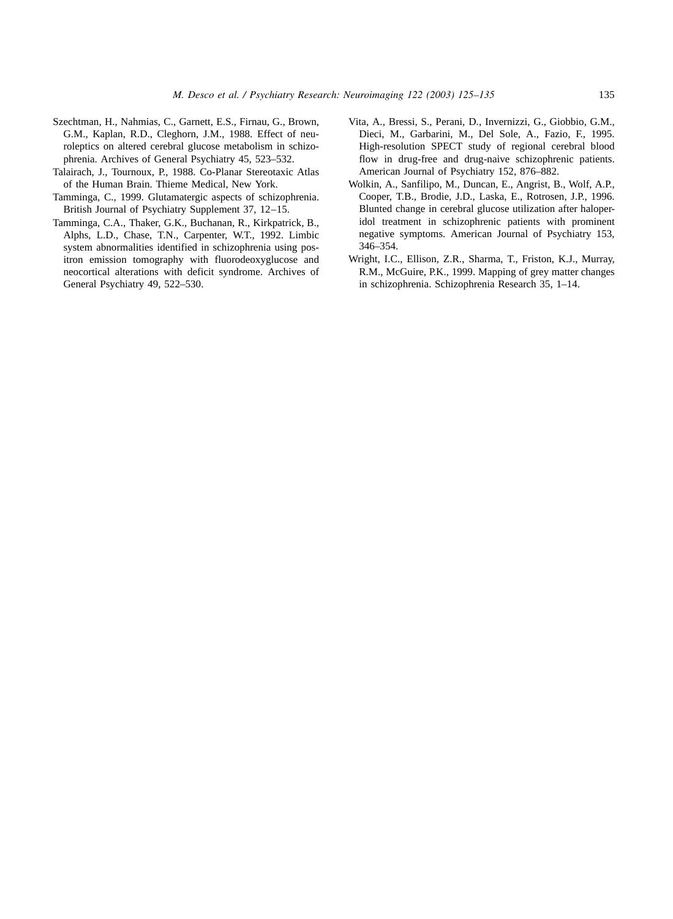Szechtman, H., Nahmias, C., Garnett, E.S., Firnau, G., Brown, G.M., Kaplan, R.D., Cleghorn, J.M., 1988. Effect of neuroleptics on altered cerebral glucose metabolism in schizophrenia. Archives of General Psychiatry 45, 523–532.

Talairach, J., Tournoux, P., 1988. Co-Planar Stereotaxic Atlas of the Human Brain. Thieme Medical, New York.

Tamminga, C., 1999. Glutamatergic aspects of schizophrenia. British Journal of Psychiatry Supplement 37, 12–15.

Tamminga, C.A., Thaker, G.K., Buchanan, R., Kirkpatrick, B., Alphs, L.D., Chase, T.N., Carpenter, W.T., 1992. Limbic system abnormalities identified in schizophrenia using positron emission tomography with fluorodeoxyglucose and neocortical alterations with deficit syndrome. Archives of General Psychiatry 49, 522–530.

Vita, A., Bressi, S., Perani, D., Invernizzi, G., Giobbio, G.M., Dieci, M., Garbarini, M., Del Sole, A., Fazio, F., 1995. High-resolution SPECT study of regional cerebral blood flow in drug-free and drug-naive schizophrenic patients. American Journal of Psychiatry 152, 876–882.

Wolkin, A., Sanfilipo, M., Duncan, E., Angrist, B., Wolf, A.P., Cooper, T.B., Brodie, J.D., Laska, E., Rotrosen, J.P., 1996. Blunted change in cerebral glucose utilization after haloperidol treatment in schizophrenic patients with prominent negative symptoms. American Journal of Psychiatry 153, 346–354.

Wright, I.C., Ellison, Z.R., Sharma, T., Friston, K.J., Murray, R.M., McGuire, P.K., 1999. Mapping of grey matter changes in schizophrenia. Schizophrenia Research 35, 1–14.